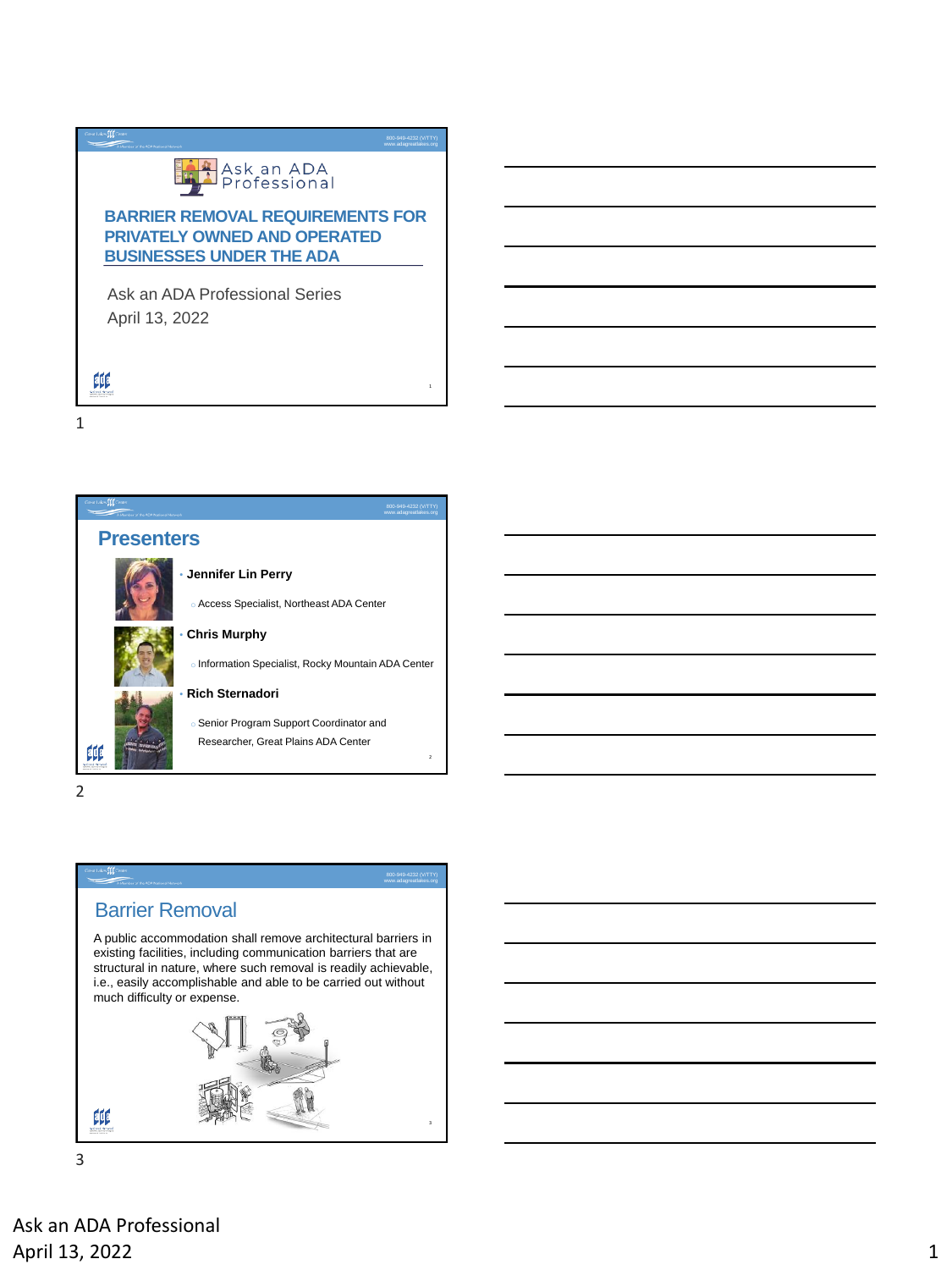# BARRIER REMOVAL REQUIREMENTS FOR PRIVATELY OWNED AND OPERATED BUSINESSES UNDER THE ADA

Ask an ADA Professional Series
April 13, 2022

## Presenters

- **Jennifer Lin Perry**
  - Access Specialist, Northeast ADA Center
- **Chris Murphy**
  - Information Specialist, Rocky Mountain ADA Center
- **Rich Sternadori**
  - Senior Program Support Coordinator and Researcher, Great Plains ADA Center

## Barrier Removal

A public accommodation shall remove architectural barriers in existing facilities, including communication barriers that are structural in nature, where such removal is readily achievable, i.e., easily accomplishable and able to be carried out without much difficulty or expense.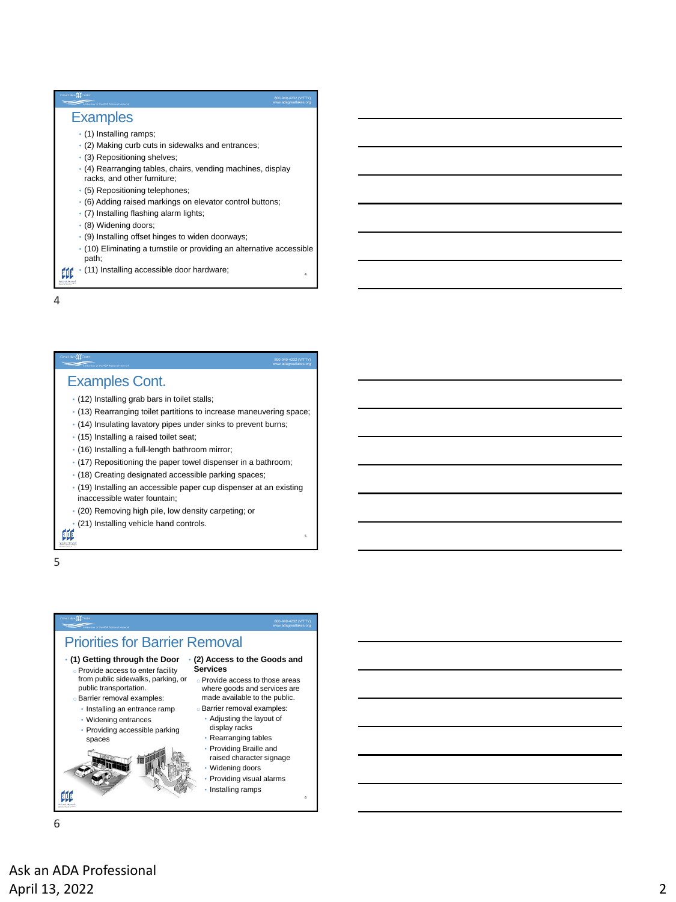## Examples

- (1) Installing ramps;
- (2) Making curb cuts in sidewalks and entrances;
- (3) Repositioning shelves;
- (4) Rearranging tables, chairs, vending machines, display racks, and other furniture;
- (5) Repositioning telephones;
- (6) Adding raised markings on elevator control buttons;
- (7) Installing flashing alarm lights;
- (8) Widening doors;
- (9) Installing offset hinges to widen doorways;
- (10) Eliminating a turnstile or providing an alternative accessible path;
- (11) Installing accessible door hardware;

## Examples Cont.

- (12) Installing grab bars in toilet stalls;
- (13) Rearranging toilet partitions to increase maneuvering space;
- (14) Insulating lavatory pipes under sinks to prevent burns;
- (15) Installing a raised toilet seat;
- (16) Installing a full-length bathroom mirror;
- (17) Repositioning the paper towel dispenser in a bathroom;
- (18) Creating designated accessible parking spaces;
- (19) Installing an accessible paper cup dispenser at an existing inaccessible water fountain;
- (20) Removing high pile, low density carpeting; or
- (21) Installing vehicle hand controls.

## Priorities for Barrier Removal

- **(1) Getting through the Door**
  - Provide access to enter facility from public sidewalks, parking, or public transportation.
  - Barrier removal examples:
    - Installing an entrance ramp
    - Widening entrances
    - Providing accessible parking spaces
- **(2) Access to the Goods and Services**
  - Provide access to those areas where goods and services are made available to the public.
  - Barrier removal examples:
    - Adjusting the layout of display racks
    - Rearranging tables
    - Providing Braille and raised character signage
    - Widening doors
    - Providing visual alarms
    - Installing ramps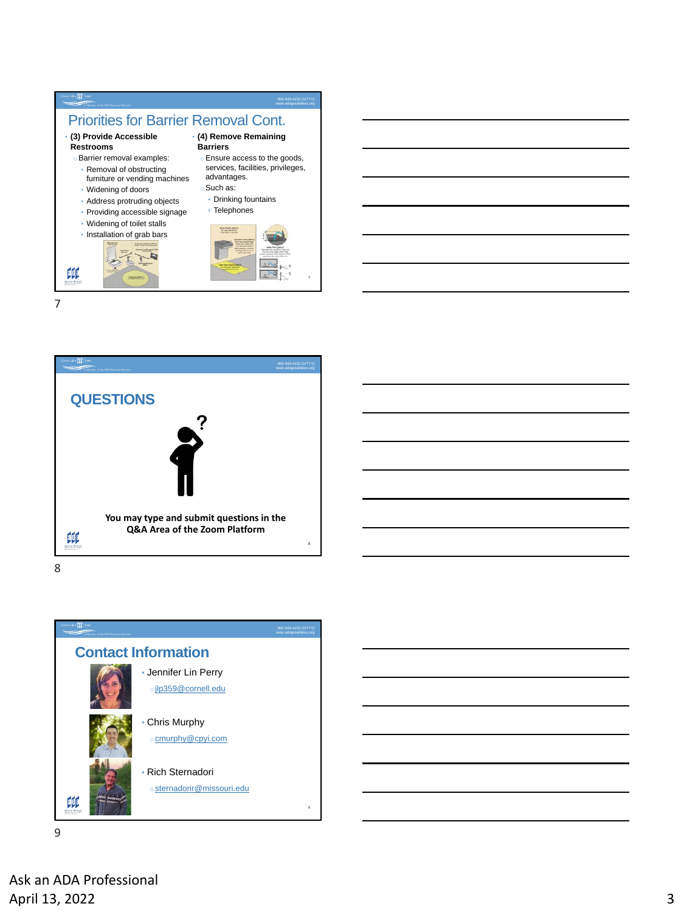## Priorities for Barrier Removal Cont.

- **(3) Provide Accessible Restrooms**
  - Barrier removal examples:
    - Removal of obstructing furniture or vending machines
    - Widening of doors
    - Address protruding objects
    - Providing accessible signage
    - Widening of toilet stalls
    - Installation of grab bars
- **(4) Remove Remaining Barriers**
  - Ensure access to the goods, services, facilities, privileges, advantages.
  - Such as:
    - Drinking fountains
    - Telephones

7

## QUESTIONS

**You may type and submit questions in the Q&A Area of the Zoom Platform**

8

## Contact Information

- Jennifer Lin Perry
  - jlp359@cornell.edu
- Chris Murphy
  - cmurphy@cpyi.com
- Rich Sternadori
  - sternadorir@missouri.edu

9

Ask an ADA Professional
April 13, 2022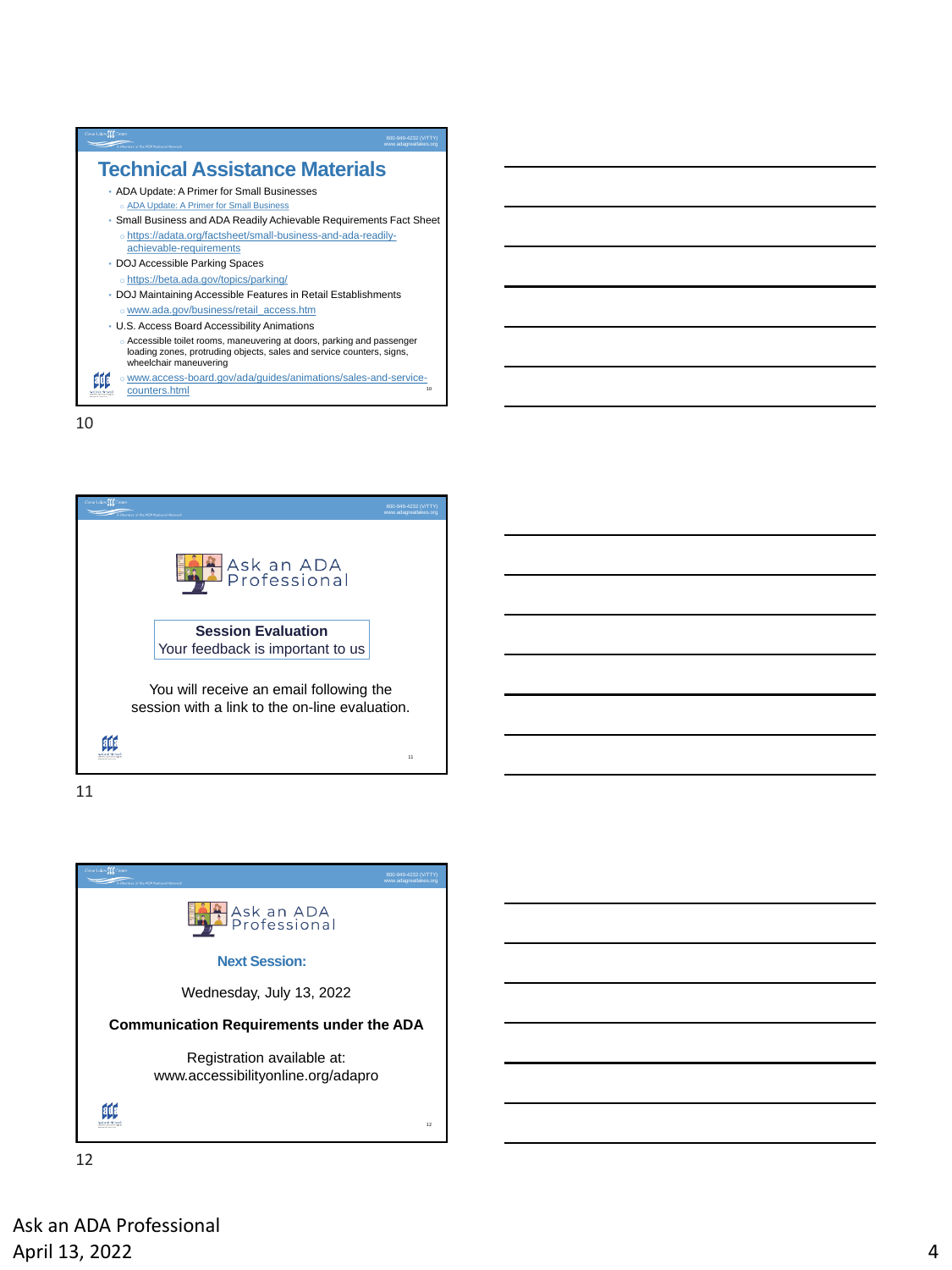## Technical Assistance Materials

- ADA Update: A Primer for Small Businesses
  - ADA Update: A Primer for Small Business
- Small Business and ADA Readily Achievable Requirements Fact Sheet
  - https://adata.org/factsheet/small-business-and-ada-readily-achievable-requirements
- DOJ Accessible Parking Spaces
  - https://beta.ada.gov/topics/parking/
- DOJ Maintaining Accessible Features in Retail Establishments
  - www.ada.gov/business/retail_access.htm
- U.S. Access Board Accessibility Animations
  - Accessible toilet rooms, maneuvering at doors, parking and passenger loading zones, protruding objects, sales and service counters, signs, wheelchair maneuvering
  - www.access-board.gov/ada/guides/animations/sales-and-service-counters.html

---

Ask an ADA Professional

**Session Evaluation**
Your feedback is important to us

You will receive an email following the session with a link to the on-line evaluation.

---

Ask an ADA Professional

**Next Session:**

Wednesday, July 13, 2022

**Communication Requirements under the ADA**

Registration available at:
www.accessibilityonline.org/adapro